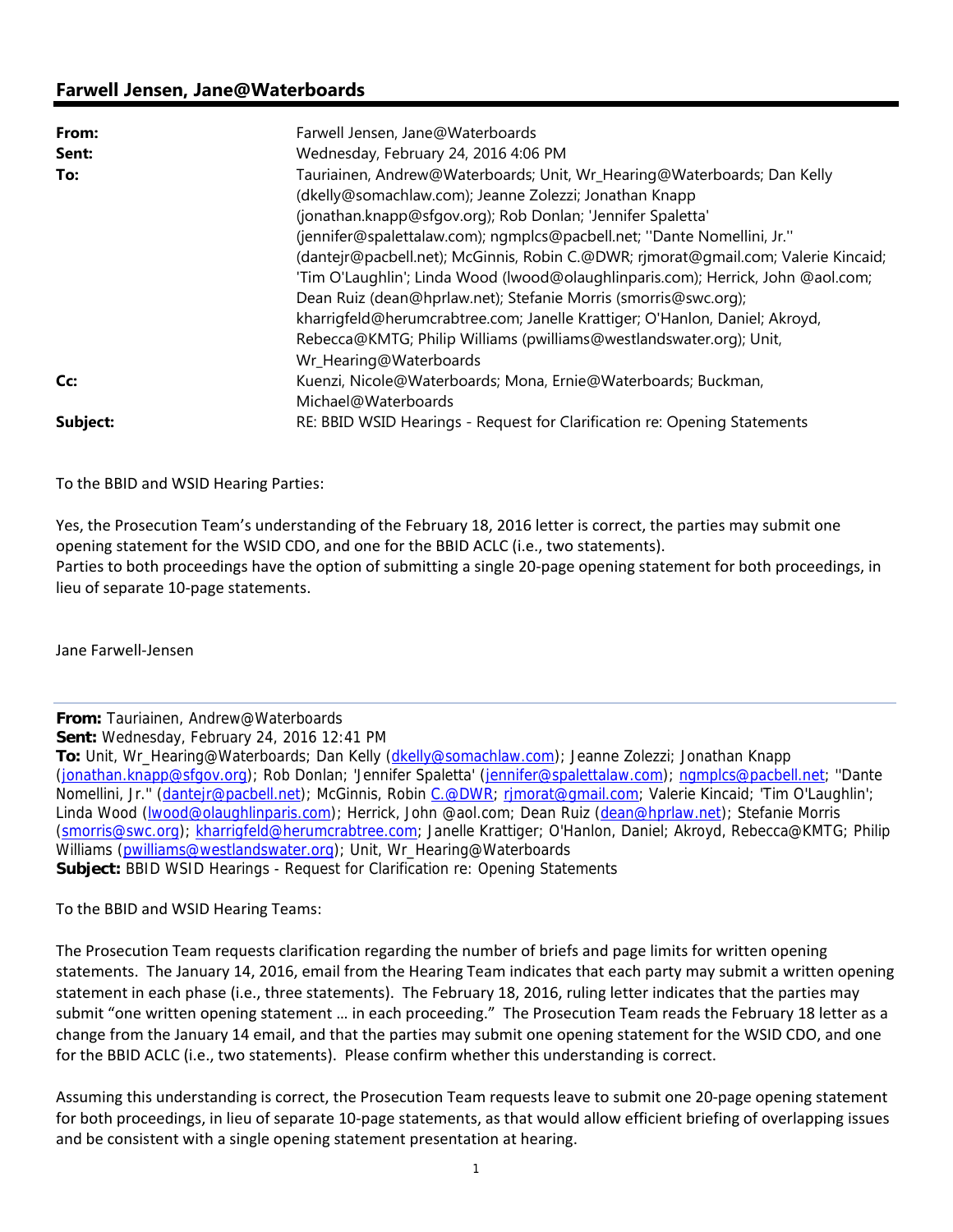## Farwell Jensen, Jane@Waterboards

| | |
|---|---|
| **From:** | Farwell Jensen, Jane@Waterboards |
| **Sent:** | Wednesday, February 24, 2016 4:06 PM |
| **To:** | Tauriainen, Andrew@Waterboards; Unit, Wr_Hearing@Waterboards; Dan Kelly (dkelly@somachlaw.com); Jeanne Zolezzi; Jonathan Knapp (jonathan.knapp@sfgov.org); Rob Donlan; 'Jennifer Spaletta' (jennifer@spalettalaw.com); ngmplcs@pacbell.net; ''Dante Nomellini, Jr.'' (dantejr@pacbell.net); McGinnis, Robin C.@DWR; rjmorat@gmail.com; Valerie Kincaid; 'Tim O'Laughlin'; Linda Wood (lwood@olaughlinparis.com); Herrick, John @aol.com; Dean Ruiz (dean@hprlaw.net); Stefanie Morris (smorris@swc.org); kharrigfeld@herumcrabtree.com; Janelle Krattiger; O'Hanlon, Daniel; Akroyd, Rebecca@KMTG; Philip Williams (pwilliams@westlandswater.org); Unit, Wr_Hearing@Waterboards |
| **Cc:** | Kuenzi, Nicole@Waterboards; Mona, Ernie@Waterboards; Buckman, Michael@Waterboards |
| **Subject:** | RE: BBID WSID Hearings - Request for Clarification re: Opening Statements |

To the BBID and WSID Hearing Parties:

Yes, the Prosecution Team's understanding of the February 18, 2016 letter is correct, the parties may submit one opening statement for the WSID CDO, and one for the BBID ACLC (i.e., two statements).
Parties to both proceedings have the option of submitting a single 20-page opening statement for both proceedings, in lieu of separate 10-page statements.

Jane Farwell-Jensen

---

**From:** Tauriainen, Andrew@Waterboards
**Sent:** Wednesday, February 24, 2016 12:41 PM
**To:** Unit, Wr_Hearing@Waterboards; Dan Kelly (dkelly@somachlaw.com); Jeanne Zolezzi; Jonathan Knapp (jonathan.knapp@sfgov.org); Rob Donlan; 'Jennifer Spaletta' (jennifer@spalettalaw.com); ngmplcs@pacbell.net; ''Dante Nomellini, Jr.'' (dantejr@pacbell.net); McGinnis, Robin C.@DWR; rjmorat@gmail.com; Valerie Kincaid; 'Tim O'Laughlin'; Linda Wood (lwood@olaughlinparis.com); Herrick, John @aol.com; Dean Ruiz (dean@hprlaw.net); Stefanie Morris (smorris@swc.org); kharrigfeld@herumcrabtree.com; Janelle Krattiger; O'Hanlon, Daniel; Akroyd, Rebecca@KMTG; Philip Williams (pwilliams@westlandswater.org); Unit, Wr_Hearing@Waterboards
**Subject:** BBID WSID Hearings - Request for Clarification re: Opening Statements

To the BBID and WSID Hearing Teams:

The Prosecution Team requests clarification regarding the number of briefs and page limits for written opening statements. The January 14, 2016, email from the Hearing Team indicates that each party may submit a written opening statement in each phase (i.e., three statements). The February 18, 2016, ruling letter indicates that the parties may submit "one written opening statement … in each proceeding." The Prosecution Team reads the February 18 letter as a change from the January 14 email, and that the parties may submit one opening statement for the WSID CDO, and one for the BBID ACLC (i.e., two statements). Please confirm whether this understanding is correct.

Assuming this understanding is correct, the Prosecution Team requests leave to submit one 20-page opening statement for both proceedings, in lieu of separate 10-page statements, as that would allow efficient briefing of overlapping issues and be consistent with a single opening statement presentation at hearing.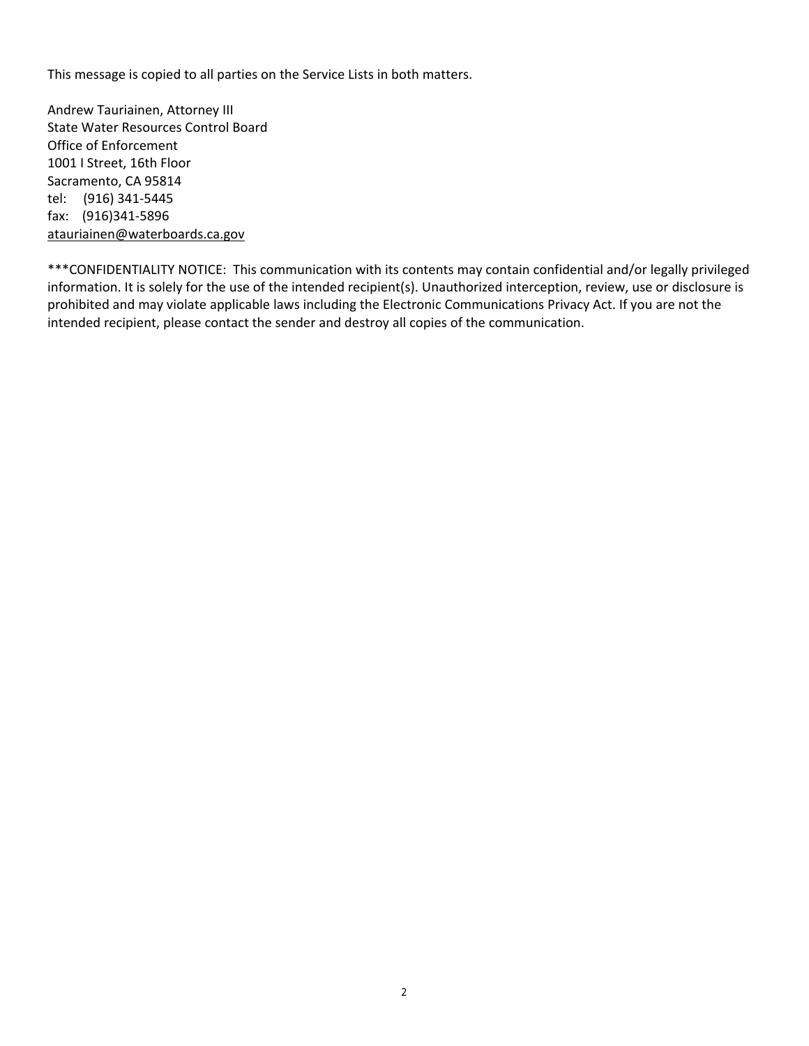This message is copied to all parties on the Service Lists in both matters.

Andrew Tauriainen, Attorney III
State Water Resources Control Board
Office of Enforcement
1001 I Street, 16th Floor
Sacramento, CA 95814
tel: (916) 341-5445
fax: (916)341-5896
atauriainen@waterboards.ca.gov

***CONFIDENTIALITY NOTICE: This communication with its contents may contain confidential and/or legally privileged information. It is solely for the use of the intended recipient(s). Unauthorized interception, review, use or disclosure is prohibited and may violate applicable laws including the Electronic Communications Privacy Act. If you are not the intended recipient, please contact the sender and destroy all copies of the communication.